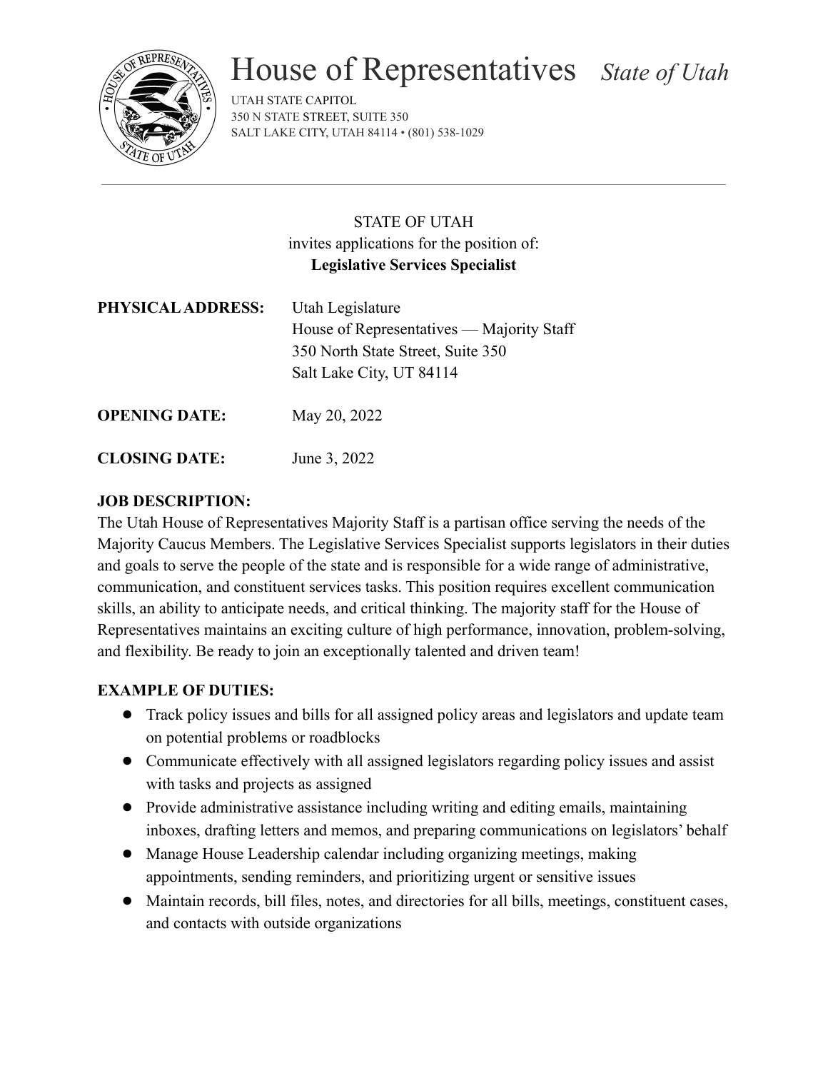# House of Representatives *State of Utah*

UTAH STATE CAPITOL
350 N STATE STREET, SUITE 350
SALT LAKE CITY, UTAH 84114 • (801) 538-1029

---

STATE OF UTAH
invites applications for the position of:
**Legislative Services Specialist**

**PHYSICAL ADDRESS:** Utah Legislature
House of Representatives — Majority Staff
350 North State Street, Suite 350
Salt Lake City, UT 84114

**OPENING DATE:** May 20, 2022

**CLOSING DATE:** June 3, 2022

**JOB DESCRIPTION:**

The Utah House of Representatives Majority Staff is a partisan office serving the needs of the Majority Caucus Members. The Legislative Services Specialist supports legislators in their duties and goals to serve the people of the state and is responsible for a wide range of administrative, communication, and constituent services tasks. This position requires excellent communication skills, an ability to anticipate needs, and critical thinking. The majority staff for the House of Representatives maintains an exciting culture of high performance, innovation, problem-solving, and flexibility. Be ready to join an exceptionally talented and driven team!

**EXAMPLE OF DUTIES:**

- Track policy issues and bills for all assigned policy areas and legislators and update team on potential problems or roadblocks
- Communicate effectively with all assigned legislators regarding policy issues and assist with tasks and projects as assigned
- Provide administrative assistance including writing and editing emails, maintaining inboxes, drafting letters and memos, and preparing communications on legislators' behalf
- Manage House Leadership calendar including organizing meetings, making appointments, sending reminders, and prioritizing urgent or sensitive issues
- Maintain records, bill files, notes, and directories for all bills, meetings, constituent cases, and contacts with outside organizations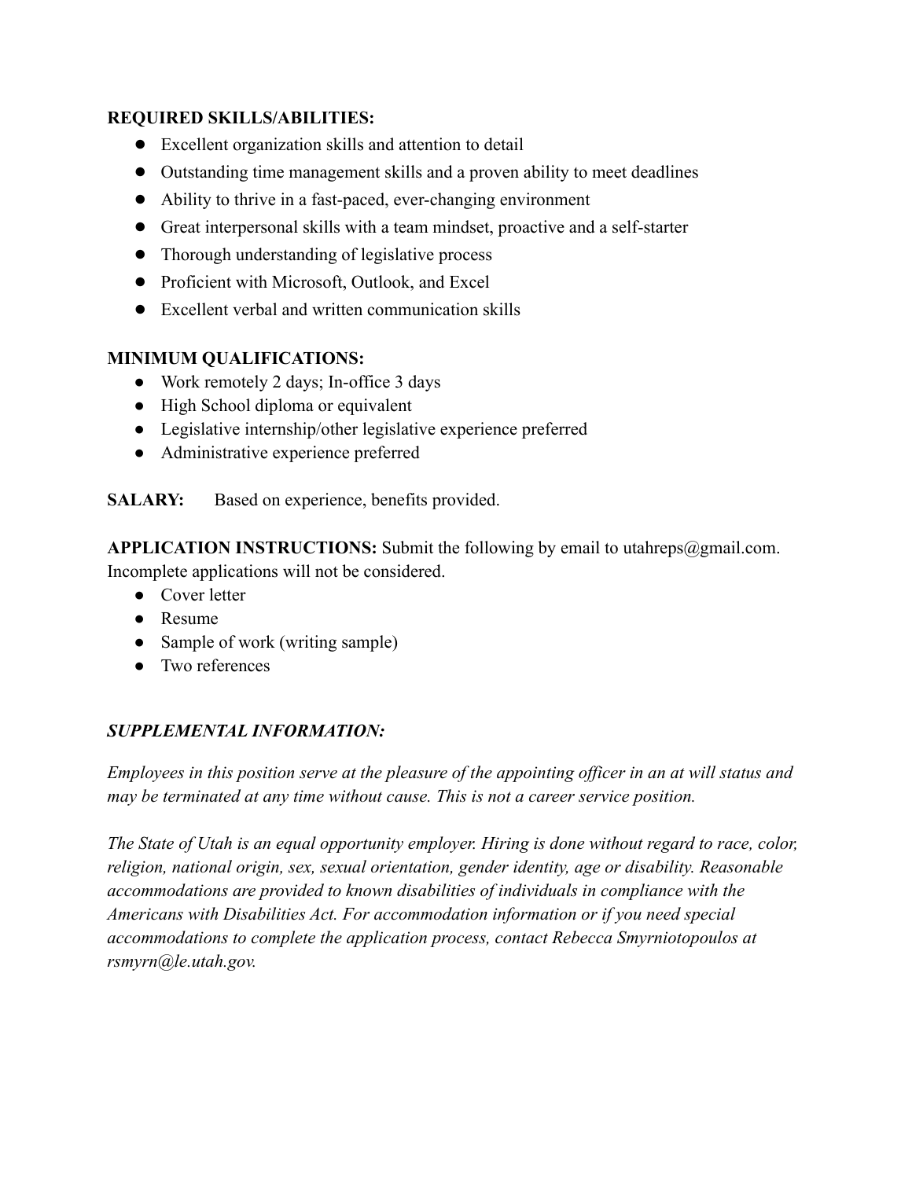**REQUIRED SKILLS/ABILITIES:**

- Excellent organization skills and attention to detail
- Outstanding time management skills and a proven ability to meet deadlines
- Ability to thrive in a fast-paced, ever-changing environment
- Great interpersonal skills with a team mindset, proactive and a self-starter
- Thorough understanding of legislative process
- Proficient with Microsoft, Outlook, and Excel
- Excellent verbal and written communication skills

**MINIMUM QUALIFICATIONS:**

- Work remotely 2 days; In-office 3 days
- High School diploma or equivalent
- Legislative internship/other legislative experience preferred
- Administrative experience preferred

**SALARY:** Based on experience, benefits provided.

**APPLICATION INSTRUCTIONS:** Submit the following by email to utahreps@gmail.com. Incomplete applications will not be considered.

- Cover letter
- Resume
- Sample of work (writing sample)
- Two references

***SUPPLEMENTAL INFORMATION:***

*Employees in this position serve at the pleasure of the appointing officer in an at will status and may be terminated at any time without cause. This is not a career service position.*

*The State of Utah is an equal opportunity employer. Hiring is done without regard to race, color, religion, national origin, sex, sexual orientation, gender identity, age or disability. Reasonable accommodations are provided to known disabilities of individuals in compliance with the Americans with Disabilities Act. For accommodation information or if you need special accommodations to complete the application process, contact Rebecca Smyrniotopoulos at rsmyrn@le.utah.gov.*